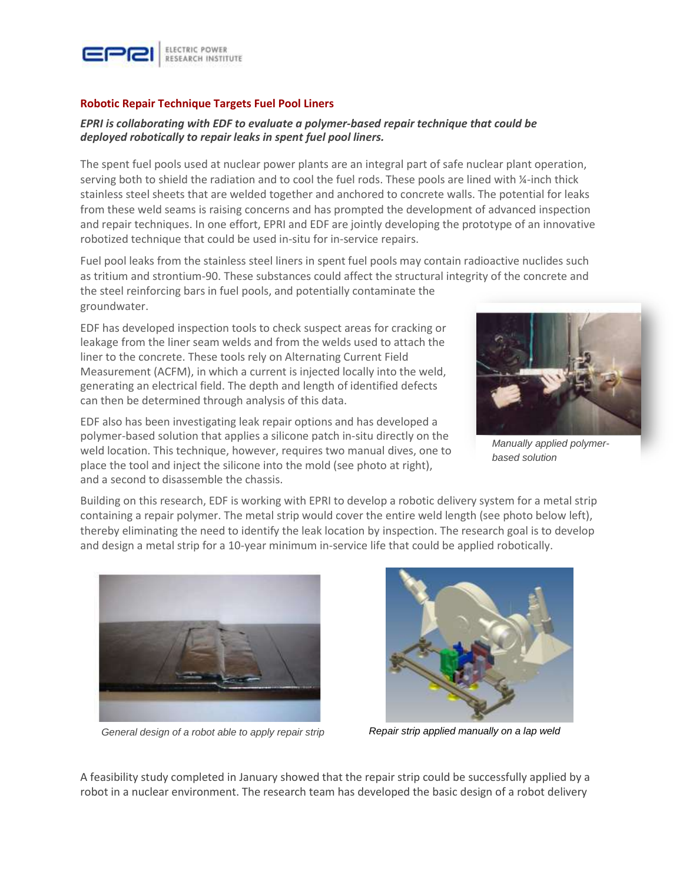**Robotic Repair Technique Targets Fuel Pool Liners**

***EPRI is collaborating with EDF to evaluate a polymer-based repair technique that could be deployed robotically to repair leaks in spent fuel pool liners.***

The spent fuel pools used at nuclear power plants are an integral part of safe nuclear plant operation, serving both to shield the radiation and to cool the fuel rods. These pools are lined with ¼-inch thick stainless steel sheets that are welded together and anchored to concrete walls. The potential for leaks from these weld seams is raising concerns and has prompted the development of advanced inspection and repair techniques. In one effort, EPRI and EDF are jointly developing the prototype of an innovative robotized technique that could be used in-situ for in-service repairs.

Fuel pool leaks from the stainless steel liners in spent fuel pools may contain radioactive nuclides such as tritium and strontium-90. These substances could affect the structural integrity of the concrete and the steel reinforcing bars in fuel pools, and potentially contaminate the groundwater.

EDF has developed inspection tools to check suspect areas for cracking or leakage from the liner seam welds and from the welds used to attach the liner to the concrete. These tools rely on Alternating Current Field Measurement (ACFM), in which a current is injected locally into the weld, generating an electrical field. The depth and length of identified defects can then be determined through analysis of this data.

EDF also has been investigating leak repair options and has developed a polymer-based solution that applies a silicone patch in-situ directly on the weld location. This technique, however, requires two manual dives, one to place the tool and inject the silicone into the mold (see photo at right), and a second to disassemble the chassis.

*Manually applied polymer-based solution*

Building on this research, EDF is working with EPRI to develop a robotic delivery system for a metal strip containing a repair polymer. The metal strip would cover the entire weld length (see photo below left), thereby eliminating the need to identify the leak location by inspection. The research goal is to develop and design a metal strip for a 10-year minimum in-service life that could be applied robotically.

*General design of a robot able to apply repair strip*

*Repair strip applied manually on a lap weld*

A feasibility study completed in January showed that the repair strip could be successfully applied by a robot in a nuclear environment. The research team has developed the basic design of a robot delivery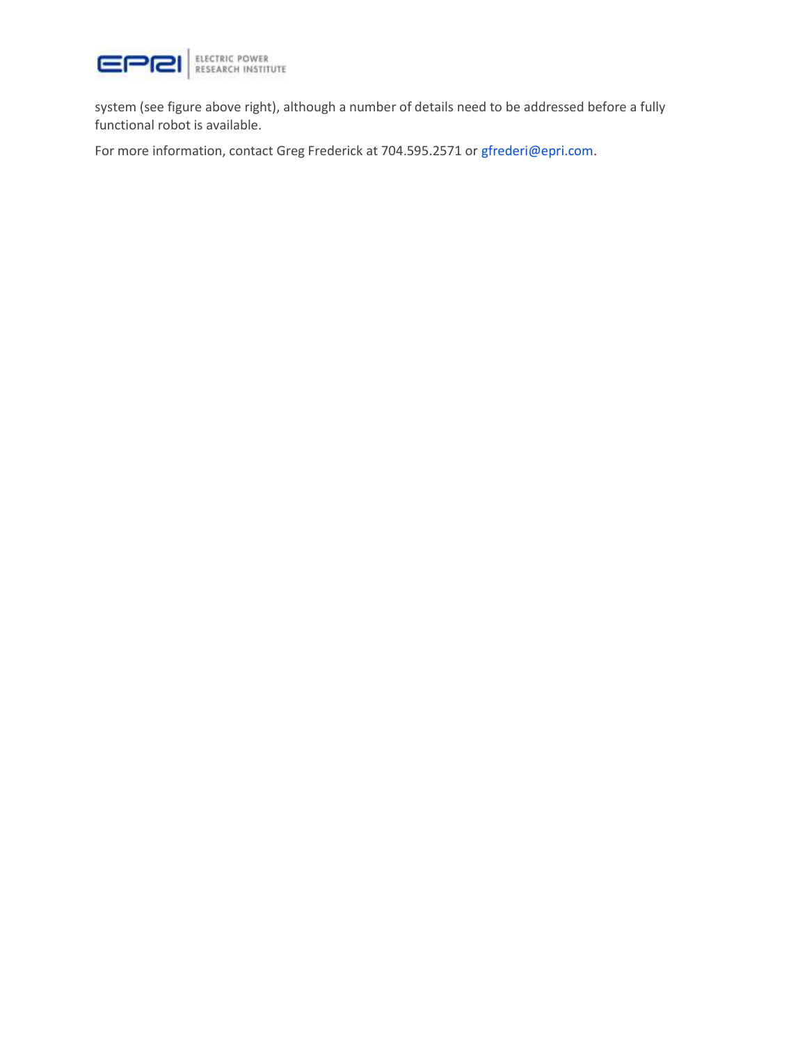system (see figure above right), although a number of details need to be addressed before a fully functional robot is available.

For more information, contact Greg Frederick at 704.595.2571 or gfrederi@epri.com.